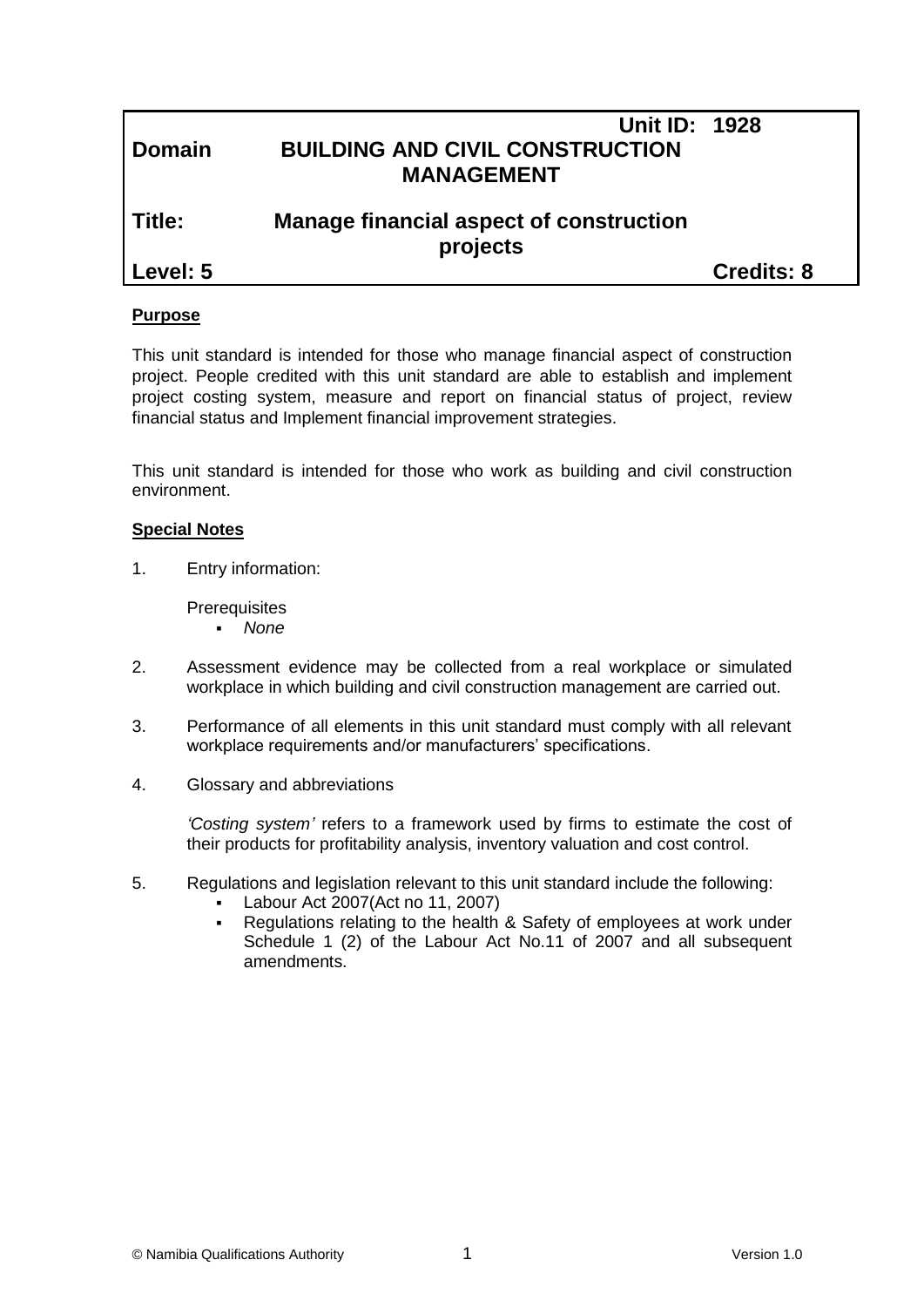| | Unit ID: 1928 |
|---|---|
| **Domain** | **BUILDING AND CIVIL CONSTRUCTION MANAGEMENT** |
| **Title:** | **Manage financial aspect of construction projects** |
| **Level: 5** | **Credits: 8** |

**Purpose**

This unit standard is intended for those who manage financial aspect of construction project. People credited with this unit standard are able to establish and implement project costing system, measure and report on financial status of project, review financial status and Implement financial improvement strategies.

This unit standard is intended for those who work as building and civil construction environment.

**Special Notes**

1. Entry information:

   Prerequisites
   - *None*

2. Assessment evidence may be collected from a real workplace or simulated workplace in which building and civil construction management are carried out.

3. Performance of all elements in this unit standard must comply with all relevant workplace requirements and/or manufacturers' specifications.

4. Glossary and abbreviations

   *'Costing system'* refers to a framework used by firms to estimate the cost of their products for profitability analysis, inventory valuation and cost control.

5. Regulations and legislation relevant to this unit standard include the following:
   - Labour Act 2007(Act no 11, 2007)
   - Regulations relating to the health & Safety of employees at work under Schedule 1 (2) of the Labour Act No.11 of 2007 and all subsequent amendments.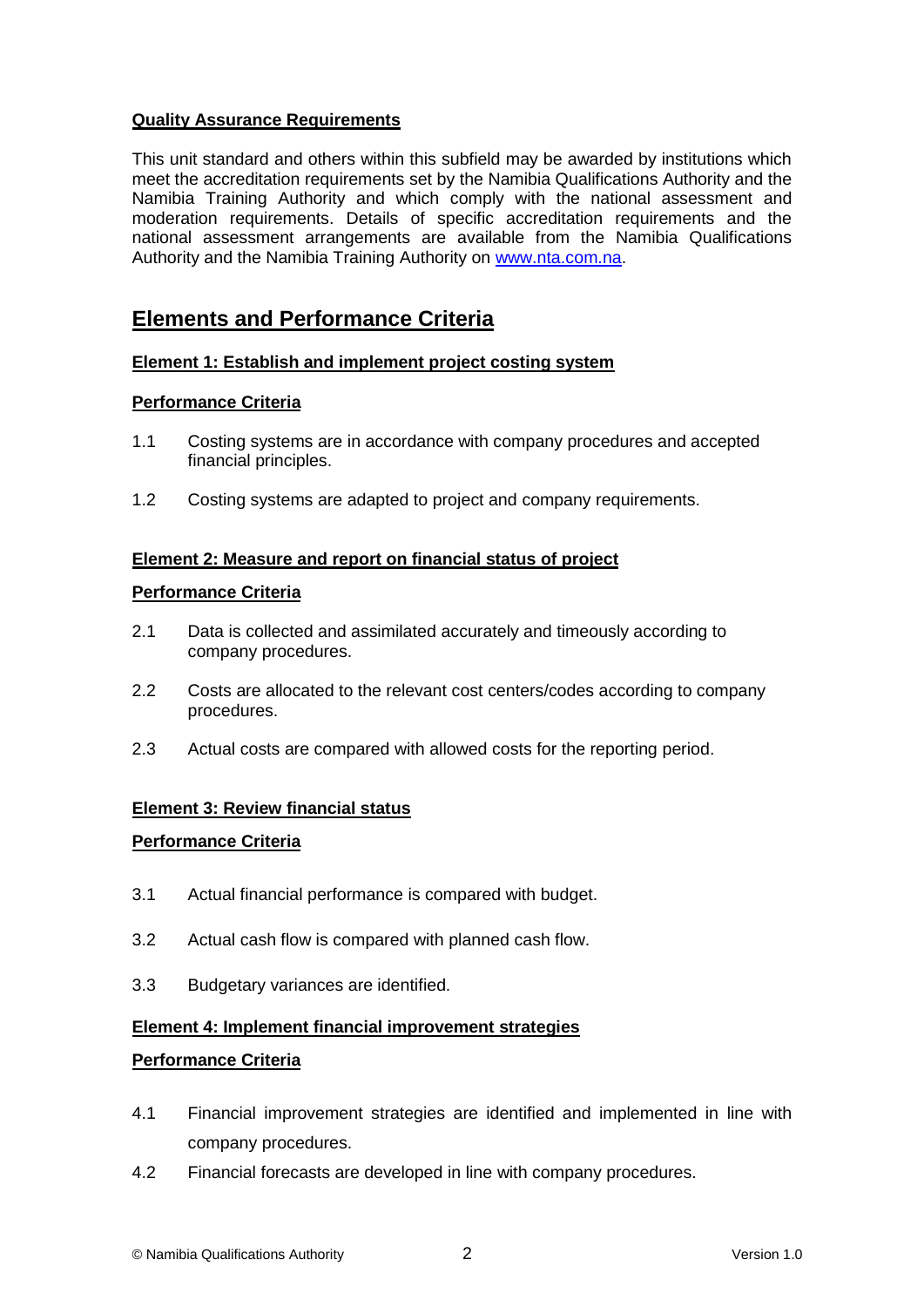### Quality Assurance Requirements

This unit standard and others within this subfield may be awarded by institutions which meet the accreditation requirements set by the Namibia Qualifications Authority and the Namibia Training Authority and which comply with the national assessment and moderation requirements. Details of specific accreditation requirements and the national assessment arrangements are available from the Namibia Qualifications Authority and the Namibia Training Authority on [www.nta.com.na](http://www.nta.com.na).

## Elements and Performance Criteria

### Element 1: Establish and implement project costing system

**Performance Criteria**

1.1 Costing systems are in accordance with company procedures and accepted financial principles.

1.2 Costing systems are adapted to project and company requirements.

### Element 2: Measure and report on financial status of project

**Performance Criteria**

2.1 Data is collected and assimilated accurately and timeously according to company procedures.

2.2 Costs are allocated to the relevant cost centers/codes according to company procedures.

2.3 Actual costs are compared with allowed costs for the reporting period.

### Element 3: Review financial status

**Performance Criteria**

3.1 Actual financial performance is compared with budget.

3.2 Actual cash flow is compared with planned cash flow.

3.3 Budgetary variances are identified.

### Element 4: Implement financial improvement strategies

**Performance Criteria**

4.1 Financial improvement strategies are identified and implemented in line with company procedures.

4.2 Financial forecasts are developed in line with company procedures.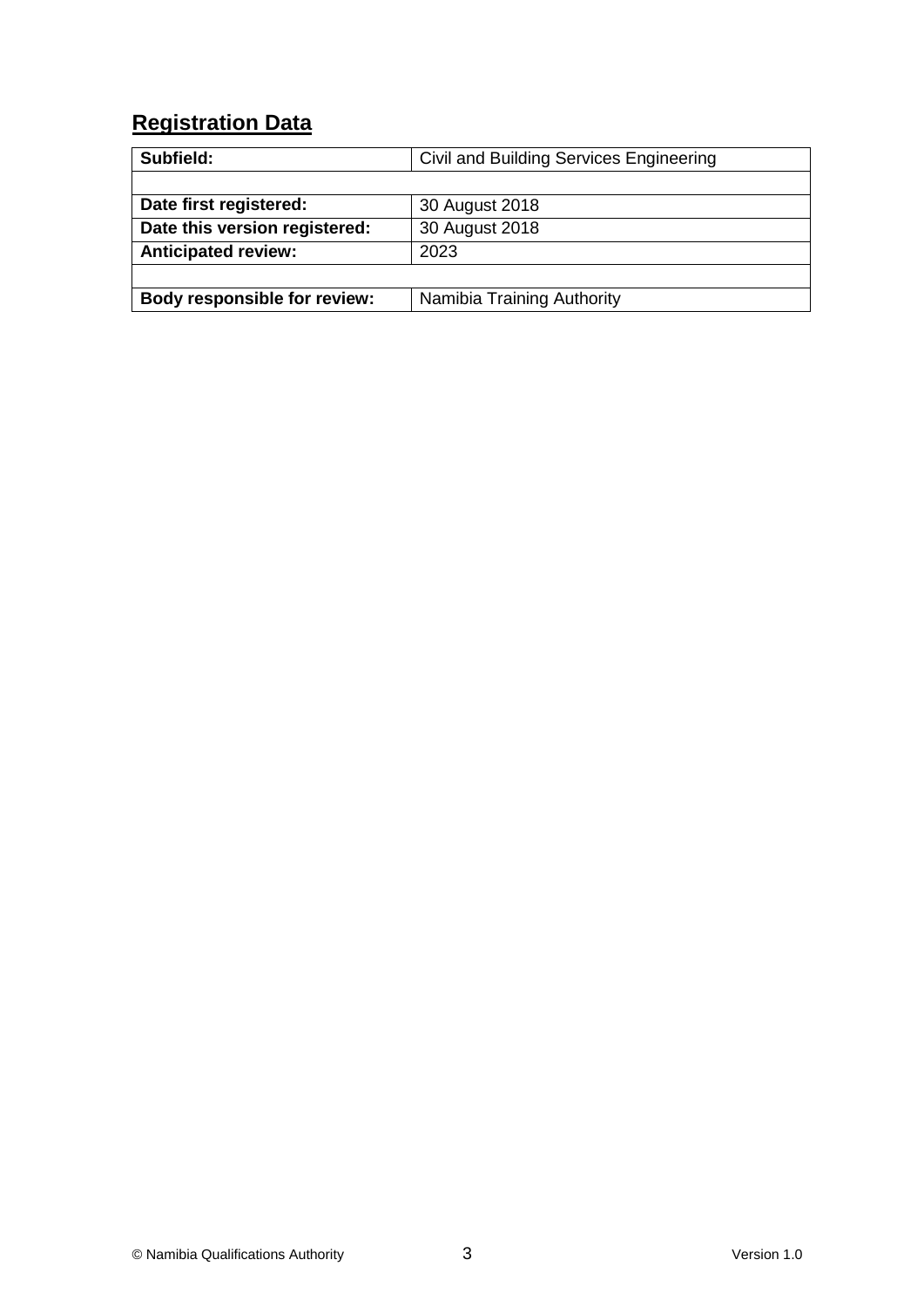## Registration Data

| **Subfield:** | Civil and Building Services Engineering |
|---|---|
| | |
| **Date first registered:** | 30 August 2018 |
| **Date this version registered:** | 30 August 2018 |
| **Anticipated review:** | 2023 |
| | |
| **Body responsible for review:** | Namibia Training Authority |